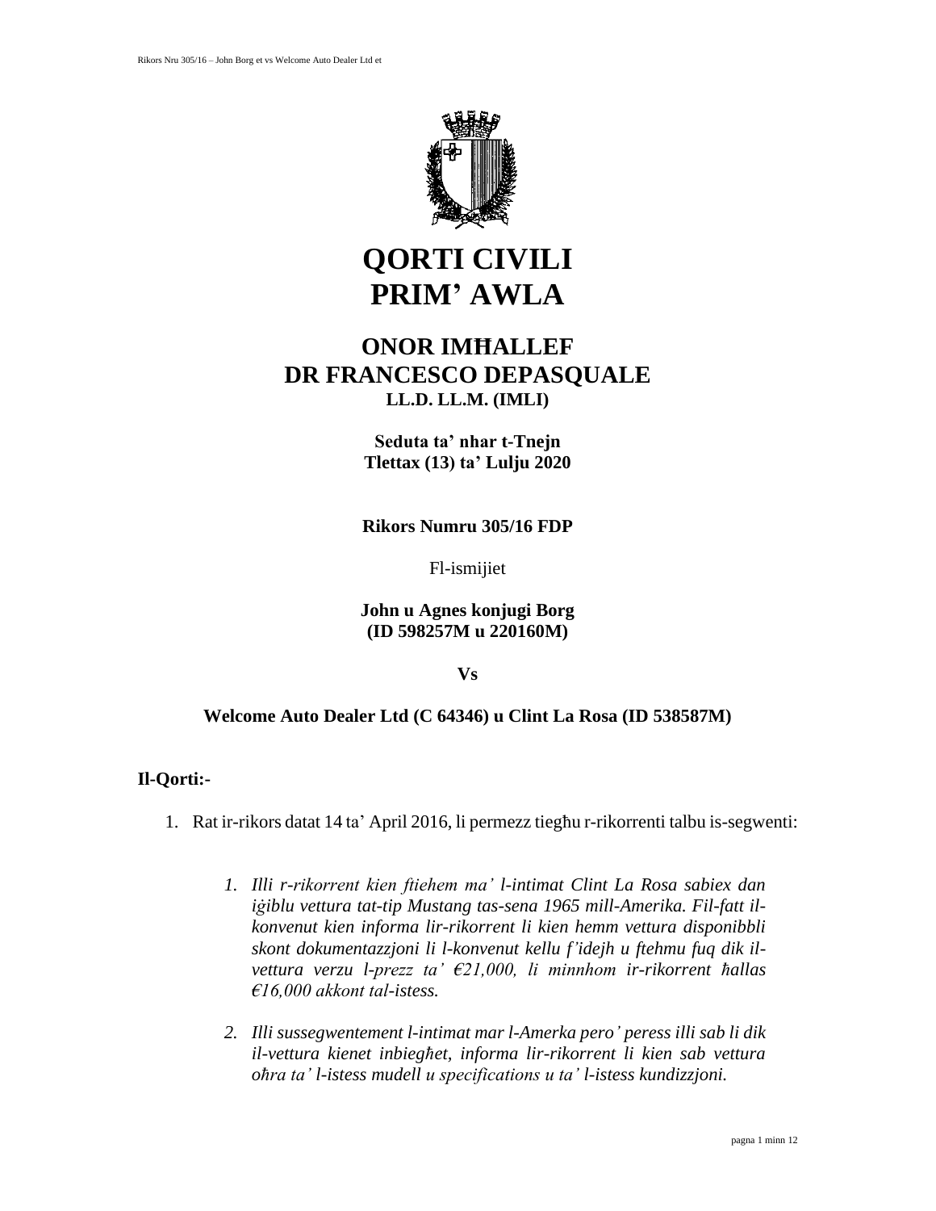# QORTI CIVILI
# PRIM' AWLA

## ONOR IMĦALLEF
## DR FRANCESCO DEPASQUALE
**LL.D. LL.M. (IMLI)**

**Seduta ta' nhar t-Tnejn**
**Tlettax (13) ta' Lulju 2020**

**Rikors Numru 305/16 FDP**

Fl-ismijiet

**John u Agnes konjugi Borg**
**(ID 598257M u 220160M)**

**Vs**

**Welcome Auto Dealer Ltd (C 64346) u Clint La Rosa (ID 538587M)**

**Il-Qorti:-**

1. Rat ir-rikors datat 14 ta' April 2016, li permezz tiegħu r-rikorrenti talbu is-segwenti:

   1. *Illi r-rikorrent kien ftiehem ma' l-intimat Clint La Rosa sabiex dan iġiblu vettura tat-tip Mustang tas-sena 1965 mill-Amerika. Fil-fatt il-konvenut kien informa lir-rikorrent li kien hemm vettura disponibbli skont dokumentazzjoni li l-konvenut kellu f'idejh u ftehmu fuq dik il-vettura verzu l-prezz ta' €21,000, li minnhom ir-rikorrent ħallas €16,000 akkont tal-istess.*

   2. *Illi sussegwentement l-intimat mar l-Amerka pero' peress illi sab li dik il-vettura kienet inbiegħet, informa lir-rikorrent li kien sab vettura oħra ta' l-istess mudell u specifications u ta' l-istess kundizzjoni.*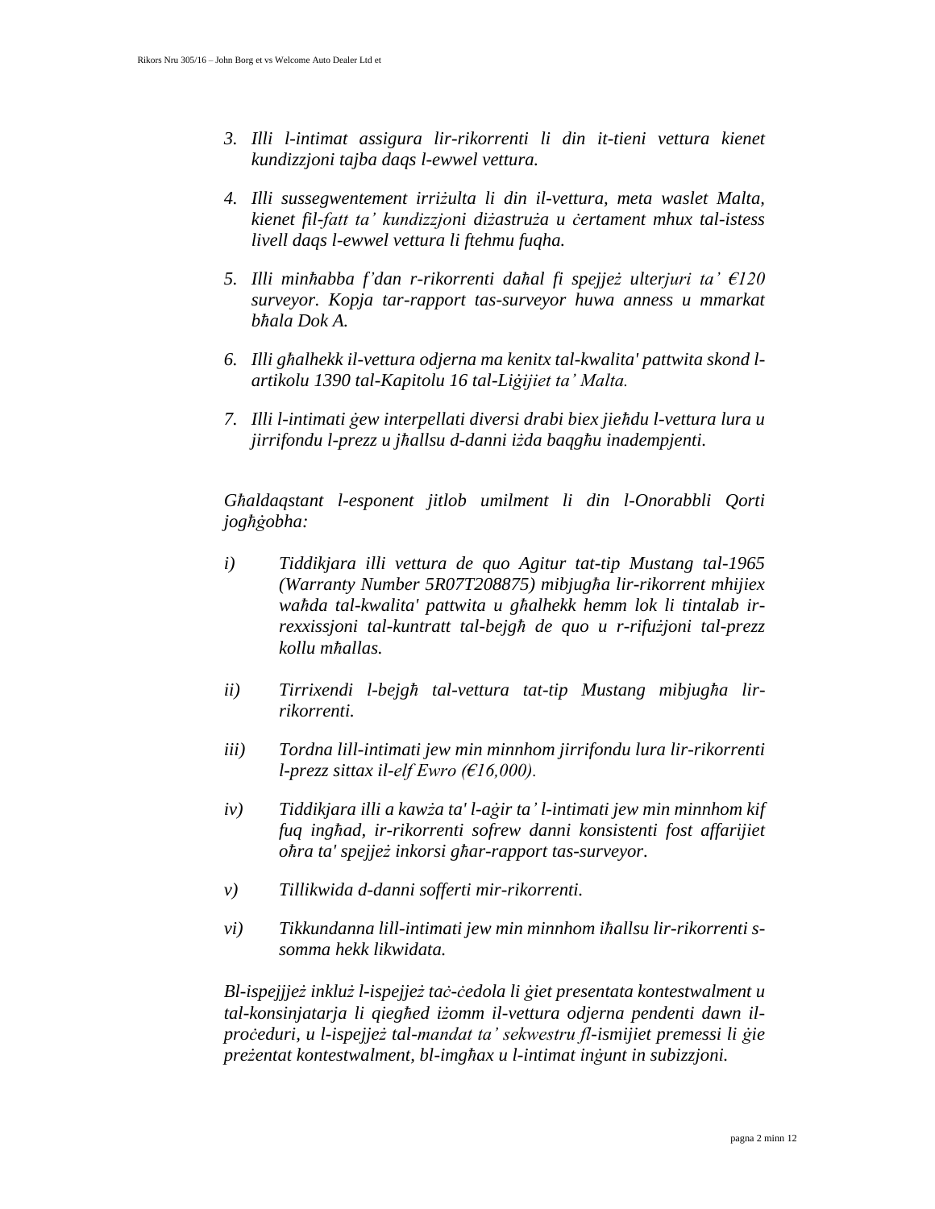3. *Illi l-intimat assigura lir-rikorrenti li din it-tieni vettura kienet kundizzjoni tajba daqs l-ewwel vettura.*

4. *Illi sussegwentement irriżulta li din il-vettura, meta waslet Malta, kienet fil-fatt ta' kundizzjoni diżastruża u ċertament mhux tal-istess livell daqs l-ewwel vettura li ftehmu fuqha.*

5. *Illi minħabba f'dan r-rikorrenti daħal fi spejjeż ulterjuri ta' €120 surveyor. Kopja tar-rapport tas-surveyor huwa anness u mmarkat bħala Dok A.*

6. *Illi għalhekk il-vettura odjerna ma kenitx tal-kwalita' pattwita skond l-artikolu 1390 tal-Kapitolu 16 tal-Liġijiet ta' Malta.*

7. *Illi l-intimati ġew interpellati diversi drabi biex jieħdu l-vettura lura u jirrifondu l-prezz u jħallsu d-danni iżda baqgħu inadempjenti.*

*Għaldaqstant l-esponent jitlob umilment li din l-Onorabbli Qorti jogħġobha:*

i) *Tiddikjara illi vettura de quo Agitur tat-tip Mustang tal-1965 (Warranty Number 5R07T208875) mibjugħa lir-rikorrent mhijiex waħda tal-kwalita' pattwita u għalhekk hemm lok li tintalab ir-rexxissjoni tal-kuntratt tal-bejgħ de quo u r-rifużjoni tal-prezz kollu mħallas.*

ii) *Tirrixendi l-bejgħ tal-vettura tat-tip Mustang mibjugħa lir-rikorrenti.*

iii) *Tordna lill-intimati jew min minnhom jirrifondu lura lir-rikorrenti l-prezz sittax il-elf Ewro (€16,000).*

iv) *Tiddikjara illi a kawża ta' l-aġir ta' l-intimati jew min minnhom kif fuq ingħad, ir-rikorrenti sofrew danni konsistenti fost affarijiet oħra ta' spejjeż inkorsi għar-rapport tas-surveyor.*

v) *Tillikwida d-danni sofferti mir-rikorrenti.*

vi) *Tikkundanna lill-intimati jew min minnhom iħallsu lir-rikorrenti s-somma hekk likwidata.*

*Bl-ispejjeż inkluż l-ispejjeż taċ-ċedola li ġiet presentata kontestwalment u tal-konsinjatarja li qiegħed iżomm il-vettura odjerna pendenti dawn il-proċeduri, u l-ispejjeż tal-mandat ta' sekwestru fl-ismijiet premessi li ġie preżentat kontestwalment, bl-imgħax u l-intimat inġunt in subizzjoni.*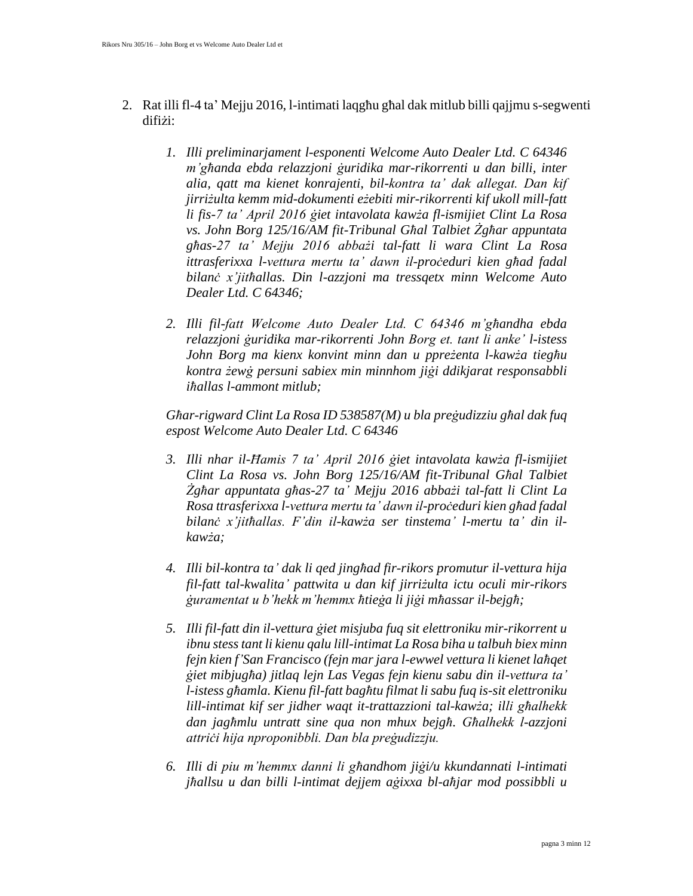2. Rat illi fl-4 ta' Mejju 2016, l-intimati laqgħu għal dak mitlub billi qajjmu s-segwenti difiżi:

   1. *Illi preliminarjament l-esponenti Welcome Auto Dealer Ltd. C 64346 m'għanda ebda relazzjoni ġuridika mar-rikorrenti u dan billi, inter alia, qatt ma kienet konrajenti, bil-kontra ta' dak allegat. Dan kif jirriżulta kemm mid-dokumenti eżebiti mir-rikorrenti kif ukoll mill-fatt li fis-7 ta' April 2016 ġiet intavolata kawża fl-ismijiet Clint La Rosa vs. John Borg 125/16/AM fit-Tribunal Għal Talbiet Żgħar appuntata għas-27 ta' Mejju 2016 abbażi tal-fatt li wara Clint La Rosa ittrasferixxa l-vettura mertu ta' dawn il-proċeduri kien għad fadal bilanċ x'jitħallas. Din l-azzjoni ma tressqetx minn Welcome Auto Dealer Ltd. C 64346;*

   2. *Illi fil-fatt Welcome Auto Dealer Ltd. C 64346 m'għandha ebda relazzjoni ġuridika mar-rikorrenti John Borg et. tant li anke' l-istess John Borg ma kienx konvint minn dan u ppreżenta l-kawża tiegħu kontra żewġ persuni sabiex min minnhom jiġi ddikjarat responsabbli iħallas l-ammont mitlub;*

   *Għar-rigward Clint La Rosa ID 538587(M) u bla preġudizziu għal dak fuq espost Welcome Auto Dealer Ltd. C 64346*

   3. *Illi nhar il-Ħamis 7 ta' April 2016 ġiet intavolata kawża fl-ismijiet Clint La Rosa vs. John Borg 125/16/AM fit-Tribunal Għal Talbiet Żgħar appuntata għas-27 ta' Mejju 2016 abbażi tal-fatt li Clint La Rosa ttrasferixxa l-vettura mertu ta' dawn il-proċeduri kien għad fadal bilanċ x'jitħallas. F'din il-kawża ser tinstema' l-mertu ta' din il-kawża;*

   4. *Illi bil-kontra ta' dak li qed jingħad fir-rikors promutur il-vettura hija fil-fatt tal-kwalita' pattwita u dan kif jirriżulta ictu oculi mir-rikors ġuramentat u b'hekk m'hemmx ħtieġa li jiġi mħassar il-bejgħ;*

   5. *Illi fil-fatt din il-vettura ġiet misjuba fuq sit elettroniku mir-rikorrent u ibnu stess tant li kienu qalu lill-intimat La Rosa biha u talbuh biex minn fejn kien f'San Francisco (fejn mar jara l-ewwel vettura li kienet laħqet ġiet mibjugħa) jitlaq lejn Las Vegas fejn kienu sabu din il-vettura ta' l-istess għamla. Kienu fil-fatt bagħtu filmat li sabu fuq is-sit elettroniku lill-intimat kif ser jidher waqt it-trattazzioni tal-kawża; illi għalhekk dan jagħmlu untratt sine qua non mhux bejgħ. Għalhekk l-azzjoni attriċi hija nproponibbli. Dan bla preġudizzju.*

   6. *Illi di piu m'hemmx danni li għandhom jiġi/u kkundannati l-intimati jħallsu u dan billi l-intimat dejjem aġixxa bl-aħjar mod possibbli u*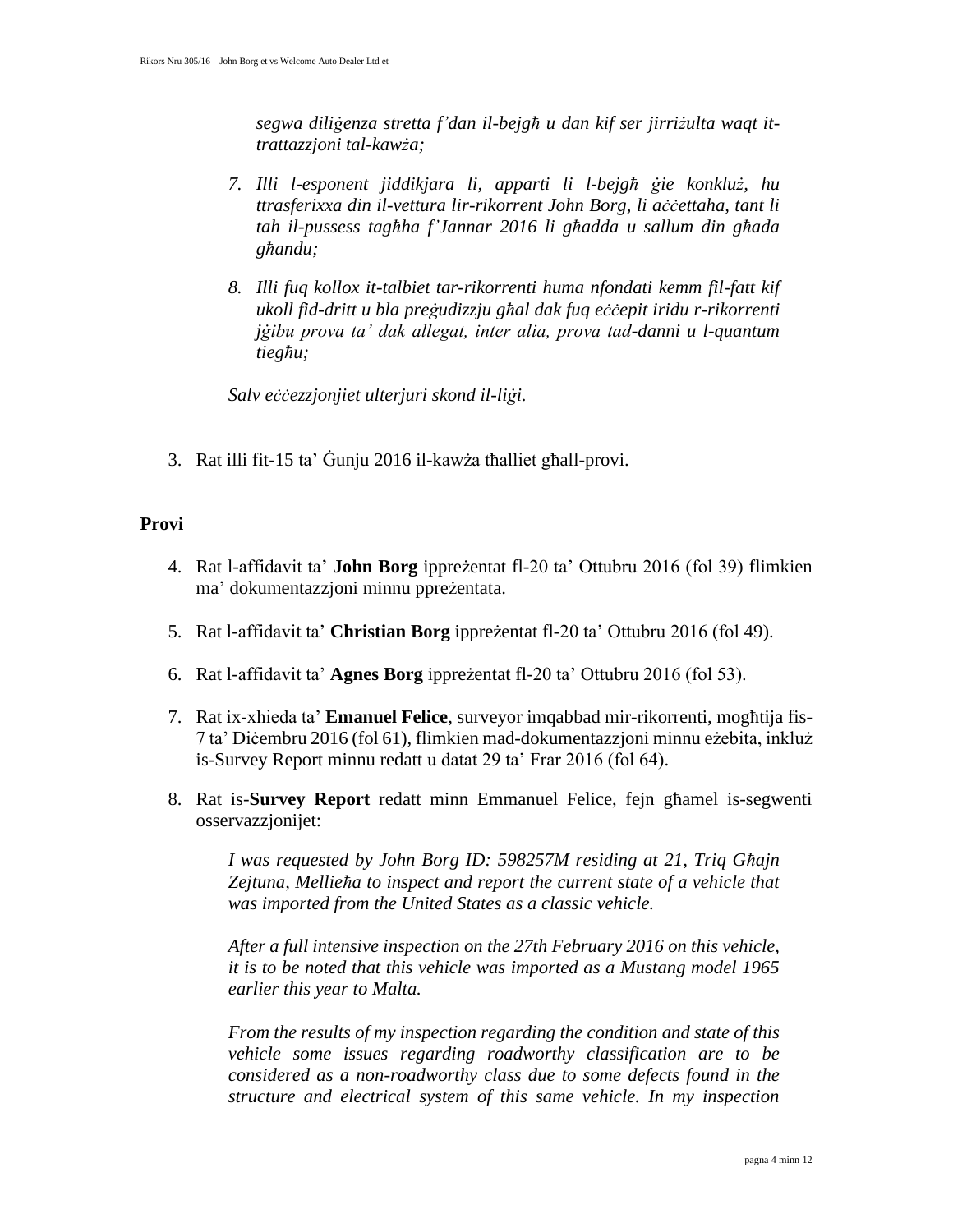*segwa diliġenza stretta f'dan il-bejgħ u dan kif ser jirriżulta waqt it-trattazzjoni tal-kawża;*

7. *Illi l-esponent jiddikjara li, apparti li l-bejgħ ġie konkluż, hu ttrasferixxa din il-vettura lir-rikorrent John Borg, li aċċettaha, tant li tah il-pussess tagħha f'Jannar 2016 li għadda u sallum din għada għandu;*

8. *Illi fuq kollox it-talbiet tar-rikorrenti huma nfondati kemm fil-fatt kif ukoll fid-dritt u bla preġudizzju għal dak fuq eċċepit iridu r-rikorrenti jġibu prova ta' dak allegat, inter alia, prova tad-danni u l-quantum tiegħu;*

*Salv eċċezzjonijiet ulterjuri skond il-liġi.*

3. Rat illi fit-15 ta' Ġunju 2016 il-kawża tħalliet għall-provi.

**Provi**

4. Rat l-affidavit ta' **John Borg** ippreżentat fl-20 ta' Ottubru 2016 (fol 39) flimkien ma' dokumentazzjoni minnu ppreżentata.

5. Rat l-affidavit ta' **Christian Borg** ippreżentat fl-20 ta' Ottubru 2016 (fol 49).

6. Rat l-affidavit ta' **Agnes Borg** ippreżentat fl-20 ta' Ottubru 2016 (fol 53).

7. Rat ix-xhieda ta' **Emanuel Felice**, surveyor imqabbad mir-rikorrenti, mogħtija fis-7 ta' Diċembru 2016 (fol 61), flimkien mad-dokumentazzjoni minnu eżebita, inkluż is-Survey Report minnu redatt u datat 29 ta' Frar 2016 (fol 64).

8. Rat is-**Survey Report** redatt minn Emmanuel Felice, fejn għamel is-segwenti osservazzjonijet:

   *I was requested by John Borg ID: 598257M residing at 21, Triq Għajn Zejtuna, Mellieħa to inspect and report the current state of a vehicle that was imported from the United States as a classic vehicle.*

   *After a full intensive inspection on the 27th February 2016 on this vehicle, it is to be noted that this vehicle was imported as a Mustang model 1965 earlier this year to Malta.*

   *From the results of my inspection regarding the condition and state of this vehicle some issues regarding roadworthy classification are to be considered as a non-roadworthy class due to some defects found in the structure and electrical system of this same vehicle. In my inspection*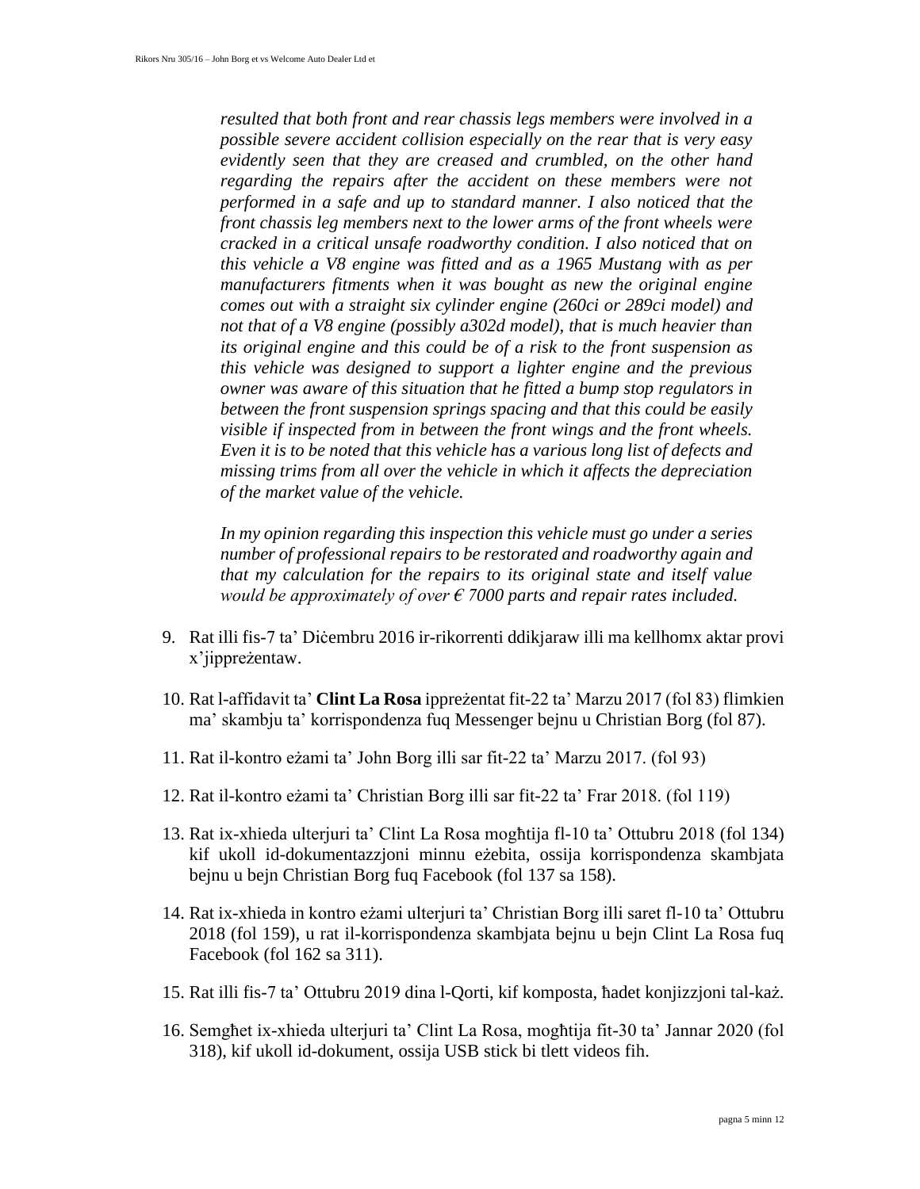*resulted that both front and rear chassis legs members were involved in a possible severe accident collision especially on the rear that is very easy evidently seen that they are creased and crumbled, on the other hand regarding the repairs after the accident on these members were not performed in a safe and up to standard manner. I also noticed that the front chassis leg members next to the lower arms of the front wheels were cracked in a critical unsafe roadworthy condition. I also noticed that on this vehicle a V8 engine was fitted and as a 1965 Mustang with as per manufacturers fitments when it was bought as new the original engine comes out with a straight six cylinder engine (260ci or 289ci model) and not that of a V8 engine (possibly a302d model), that is much heavier than its original engine and this could be of a risk to the front suspension as this vehicle was designed to support a lighter engine and the previous owner was aware of this situation that he fitted a bump stop regulators in between the front suspension springs spacing and that this could be easily visible if inspected from in between the front wings and the front wheels. Even it is to be noted that this vehicle has a various long list of defects and missing trims from all over the vehicle in which it affects the depreciation of the market value of the vehicle.*

*In my opinion regarding this inspection this vehicle must go under a series number of professional repairs to be restorated and roadworthy again and that my calculation for the repairs to its original state and itself value would be approximately of over € 7000 parts and repair rates included.*

9. Rat illi fis-7 ta' Diċembru 2016 ir-rikorrenti ddikjaraw illi ma kellhomx aktar provi x'jippreżentaw.

10. Rat l-affidavit ta' **Clint La Rosa** ippreżentat fit-22 ta' Marzu 2017 (fol 83) flimkien ma' skambju ta' korrispondenza fuq Messenger bejnu u Christian Borg (fol 87).

11. Rat il-kontro eżami ta' John Borg illi sar fit-22 ta' Marzu 2017. (fol 93)

12. Rat il-kontro eżami ta' Christian Borg illi sar fit-22 ta' Frar 2018. (fol 119)

13. Rat ix-xhieda ulterjuri ta' Clint La Rosa mogħtija fl-10 ta' Ottubru 2018 (fol 134) kif ukoll id-dokumentazzjoni minnu eżebita, ossija korrispondenza skambjata bejnu u bejn Christian Borg fuq Facebook (fol 137 sa 158).

14. Rat ix-xhieda in kontro eżami ulterjuri ta' Christian Borg illi saret fl-10 ta' Ottubru 2018 (fol 159), u rat il-korrispondenza skambjata bejnu u bejn Clint La Rosa fuq Facebook (fol 162 sa 311).

15. Rat illi fis-7 ta' Ottubru 2019 dina l-Qorti, kif komposta, ħadet konjizzjoni tal-każ.

16. Semgħet ix-xhieda ulterjuri ta' Clint La Rosa, mogħtija fit-30 ta' Jannar 2020 (fol 318), kif ukoll id-dokument, ossija USB stick bi tlett videos fih.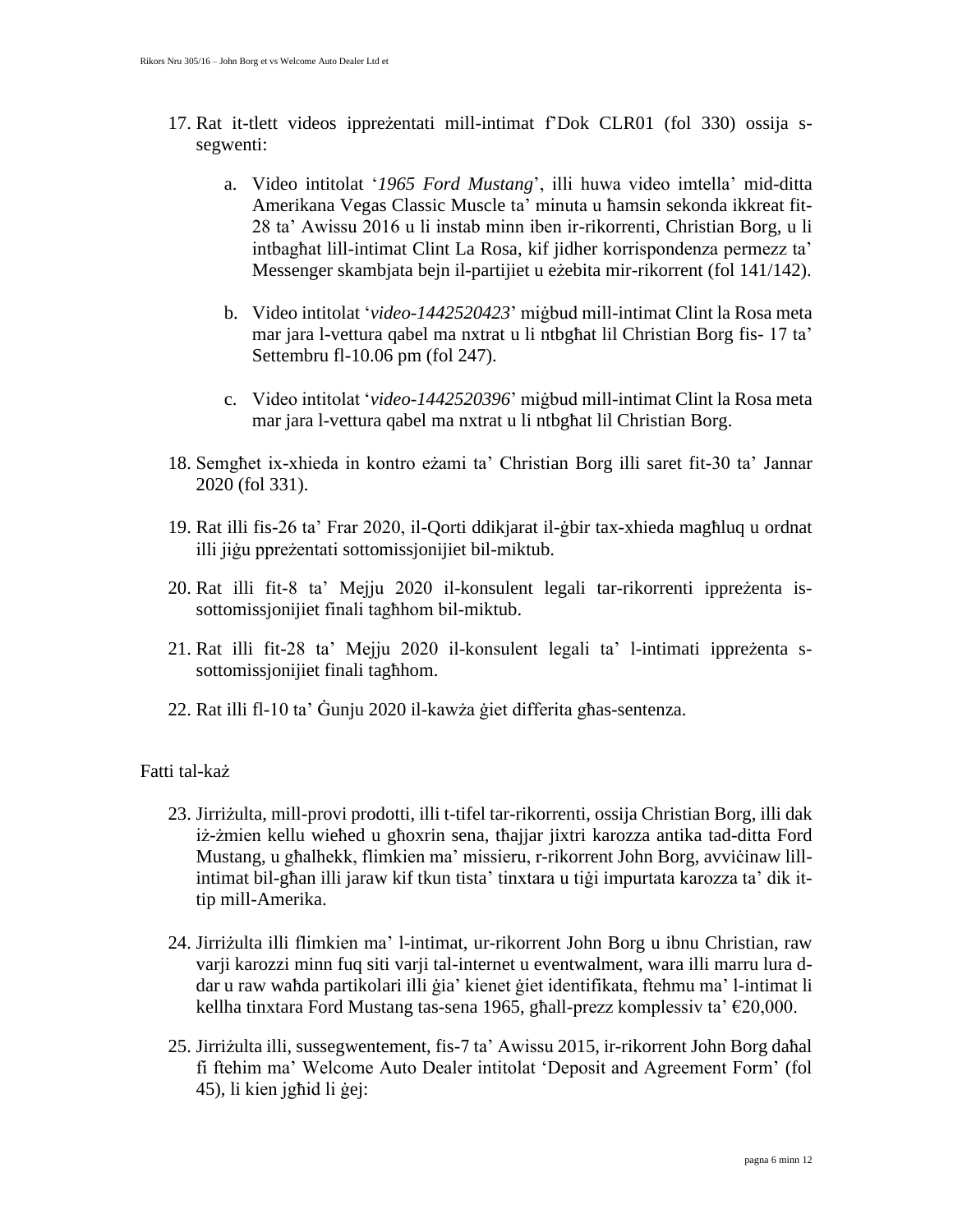17. Rat it-tlett videos ippreżentati mill-intimat f'Dok CLR01 (fol 330) ossija s-segwenti:

    a. Video intitolat '*1965 Ford Mustang*', illi huwa video imtella' mid-ditta Amerikana Vegas Classic Muscle ta' minuta u ħamsin sekonda ikkreat fit-28 ta' Awissu 2016 u li instab minn iben ir-rikorrenti, Christian Borg, u li intbagħat lill-intimat Clint La Rosa, kif jidher korrispondenza permezz ta' Messenger skambjata bejn il-partijiet u eżebita mir-rikorrent (fol 141/142).

    b. Video intitolat '*video-1442520423*' miġbud mill-intimat Clint la Rosa meta mar jara l-vettura qabel ma nxtrat u li ntbgħat lil Christian Borg fis- 17 ta' Settembru fl-10.06 pm (fol 247).

    c. Video intitolat '*video-1442520396*' miġbud mill-intimat Clint la Rosa meta mar jara l-vettura qabel ma nxtrat u li ntbgħat lil Christian Borg.

18. Semgħet ix-xhieda in kontro eżami ta' Christian Borg illi saret fit-30 ta' Jannar 2020 (fol 331).

19. Rat illi fis-26 ta' Frar 2020, il-Qorti ddikjarat il-ġbir tax-xhieda magħluq u ordnat illi jiġu ppreżentati sottomissjonijiet bil-miktub.

20. Rat illi fit-8 ta' Mejju 2020 il-konsulent legali tar-rikorrenti ippreżenta is-sottomissjonijiet finali tagħhom bil-miktub.

21. Rat illi fit-28 ta' Mejju 2020 il-konsulent legali ta' l-intimati ippreżenta s-sottomissjonijiet finali tagħhom.

22. Rat illi fl-10 ta' Ġunju 2020 il-kawża ġiet differita għas-sentenza.

Fatti tal-każ

23. Jirriżulta, mill-provi prodotti, illi t-tifel tar-rikorrenti, ossija Christian Borg, illi dak iż-żmien kellu wieħed u għoxrin sena, tħajjar jixtri karozza antika tad-ditta Ford Mustang, u għalhekk, flimkien ma' missieru, r-rikorrent John Borg, avviċinaw lill-intimat bil-għan illi jaraw kif tkun tista' tinxtara u tiġi impurtata karozza ta' dik it-tip mill-Amerika.

24. Jirriżulta illi flimkien ma' l-intimat, ur-rikorrent John Borg u ibnu Christian, raw varji karozzi minn fuq siti varji tal-internet u eventwalment, wara illi marru lura d-dar u raw waħda partikolari illi ġia' kienet ġiet identifikata, ftehmu ma' l-intimat li kellha tinxtara Ford Mustang tas-sena 1965, għall-prezz komplessiv ta' €20,000.

25. Jirriżulta illi, sussegwentement, fis-7 ta' Awissu 2015, ir-rikorrent John Borg daħal fi ftehim ma' Welcome Auto Dealer intitolat 'Deposit and Agreement Form' (fol 45), li kien jgħid li ġej: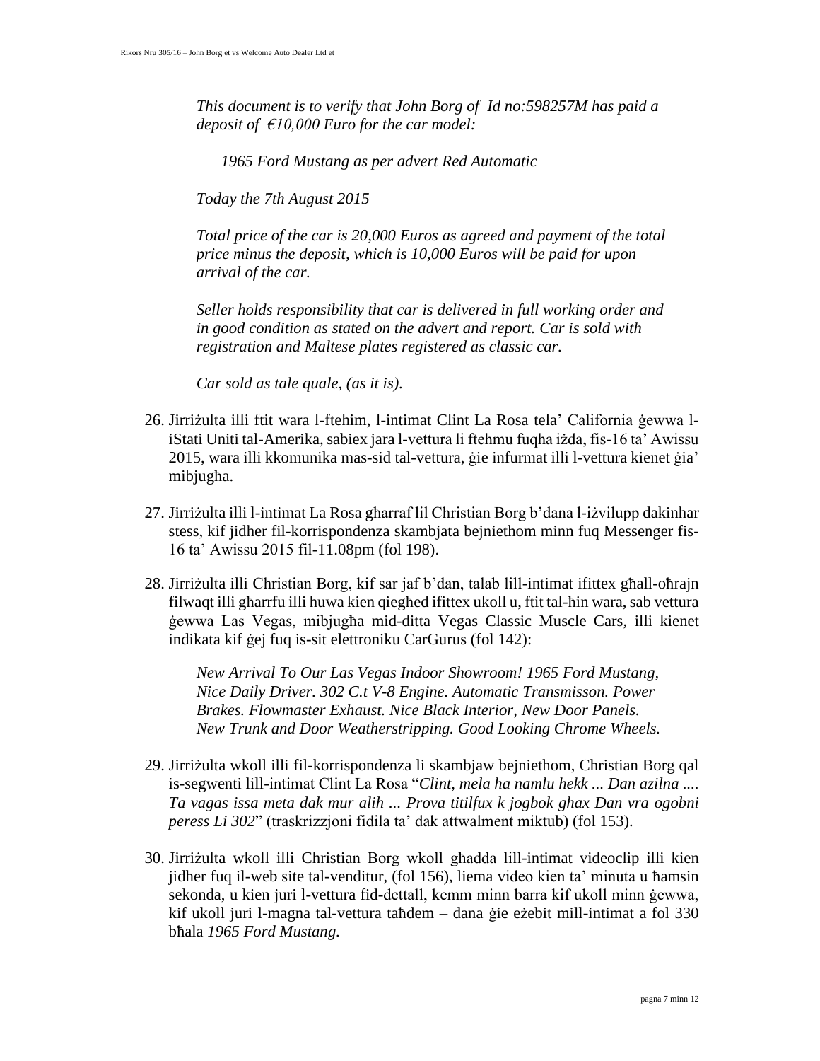*This document is to verify that John Borg of Id no:598257M has paid a deposit of €10,000 Euro for the car model:*

*1965 Ford Mustang as per advert Red Automatic*

*Today the 7th August 2015*

*Total price of the car is 20,000 Euros as agreed and payment of the total price minus the deposit, which is 10,000 Euros will be paid for upon arrival of the car.*

*Seller holds responsibility that car is delivered in full working order and in good condition as stated on the advert and report. Car is sold with registration and Maltese plates registered as classic car.*

*Car sold as tale quale, (as it is).*

26. Jirriżulta illi ftit wara l-ftehim, l-intimat Clint La Rosa tela' California ġewwa l-iStati Uniti tal-Amerika, sabiex jara l-vettura li ftehmu fuqha iżda, fis-16 ta' Awissu 2015, wara illi kkomunika mas-sid tal-vettura, ġie infurmat illi l-vettura kienet ġia' mibjugħa.

27. Jirriżulta illi l-intimat La Rosa għarraf lil Christian Borg b'dana l-iżvilupp dakinhar stess, kif jidher fil-korrispondenza skambjata bejniethom minn fuq Messenger fis-16 ta' Awissu 2015 fil-11.08pm (fol 198).

28. Jirriżulta illi Christian Borg, kif sar jaf b'dan, talab lill-intimat ifittex għall-oħrajn filwaqt illi għarrfu illi huwa kien qiegħed ifittex ukoll u, ftit tal-ħin wara, sab vettura ġewwa Las Vegas, mibjugħa mid-ditta Vegas Classic Muscle Cars, illi kienet indikata kif ġej fuq is-sit elettroniku CarGurus (fol 142):

    *New Arrival To Our Las Vegas Indoor Showroom! 1965 Ford Mustang, Nice Daily Driver. 302 C.t V-8 Engine. Automatic Transmisson. Power Brakes. Flowmaster Exhaust. Nice Black Interior, New Door Panels. New Trunk and Door Weatherstripping. Good Looking Chrome Wheels.*

29. Jirriżulta wkoll illi fil-korrispondenza li skambjaw bejniethom, Christian Borg qal is-segwenti lill-intimat Clint La Rosa "*Clint, mela ha namlu hekk ... Dan azilna .... Ta vagas issa meta dak mur alih ... Prova titilfux k jogbok ghax Dan vra ogobni peress Li 302*" (traskrizzjoni fidila ta' dak attwalment miktub) (fol 153).

30. Jirriżulta wkoll illi Christian Borg wkoll għadda lill-intimat videoclip illi kien jidher fuq il-web site tal-venditur, (fol 156), liema video kien ta' minuta u ħamsin sekonda, u kien juri l-vettura fid-dettall, kemm minn barra kif ukoll minn ġewwa, kif ukoll juri l-magna tal-vettura taħdem – dana ġie eżebit mill-intimat a fol 330 bħala *1965 Ford Mustang.*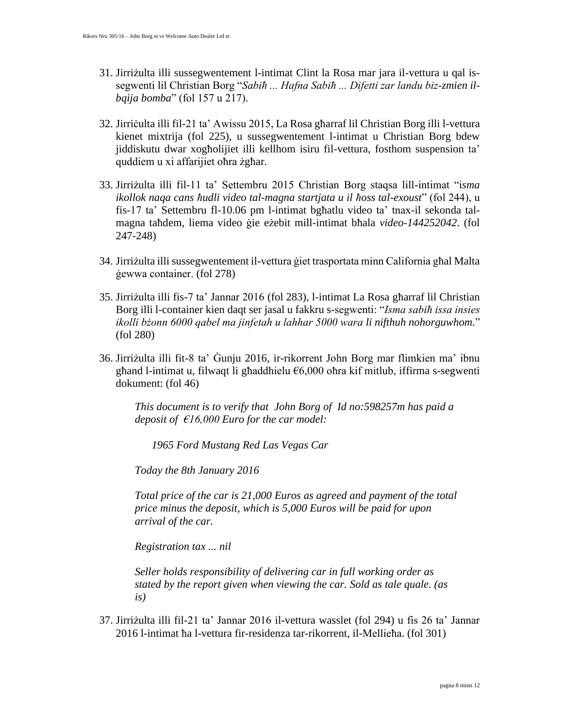31. Jirriżulta illi sussegwentement l-intimat Clint la Rosa mar jara il-vettura u qal is-segwenti lil Christian Borg "*Sabiħ ... Hafna Sabiħ ... Difetti zar landu biz-zmien il-bqija bomba*" (fol 157 u 217).

32. Jirriċulta illi fil-21 ta' Awissu 2015, La Rosa għarraf lil Christian Borg illi l-vettura kienet mixtrija (fol 225), u sussegwentement l-intimat u Christian Borg bdew jiddiskutu dwar xogħolijiet illi kellhom isiru fil-vettura, fosthom suspension ta' quddiem u xi affarijiet oħra żgħar.

33. Jirriżulta illi fil-11 ta' Settembru 2015 Christian Borg staqsa lill-intimat "i*sma ikollok naqa cans ħudli video tal-magna startjata u il ħoss tal-exoust*" (fol 244), u fis-17 ta' Settembru fl-10.06 pm l-intimat bgħatlu video ta' tnax-il sekonda tal-magna taħdem, liema video ġie eżebit mill-intimat bħala *video-144252042*. (fol 247-248)

34. Jirriżulta illi sussegwentement il-vettura ġiet trasportata minn California għal Malta ġewwa container. (fol 278)

35. Jirriżulta illi fis-7 ta' Jannar 2016 (fol 283), l-intimat La Rosa għarraf lil Christian Borg illi l-container kien daqt ser jasal u fakkru s-segwenti: "*Isma sabiħ issa insies ikolli bżonn 6000 qabel ma jinfetah u lahhar 5000 wara li nifthuh nohorguwhom.*" (fol 280)

36. Jirriżulta illi fit-8 ta' Ġunju 2016, ir-rikorrent John Borg mar flimkien ma' ibnu għand l-intimat u, filwaqt li għaddhielu €6,000 oħra kif mitlub, iffirma s-segwenti dokument: (fol 46)

    *This document is to verify that John Borg of Id no:598257m has paid a deposit of €16,000 Euro for the car model:*

    *1965 Ford Mustang Red Las Vegas Car*

    *Today the 8th January 2016*

    *Total price of the car is 21,000 Euros as agreed and payment of the total price minus the deposit, which is 5,000 Euros will be paid for upon arrival of the car.*

    *Registration tax ... nil*

    *Seller holds responsibility of delivering car in full working order as stated by the report given when viewing the car. Sold as tale quale. (as is)*

37. Jirriżulta illi fil-21 ta' Jannar 2016 il-vettura wasslet (fol 294) u fis 26 ta' Jannar 2016 l-intimat ħa l-vettura fir-residenza tar-rikorrent, il-Mellieħa. (fol 301)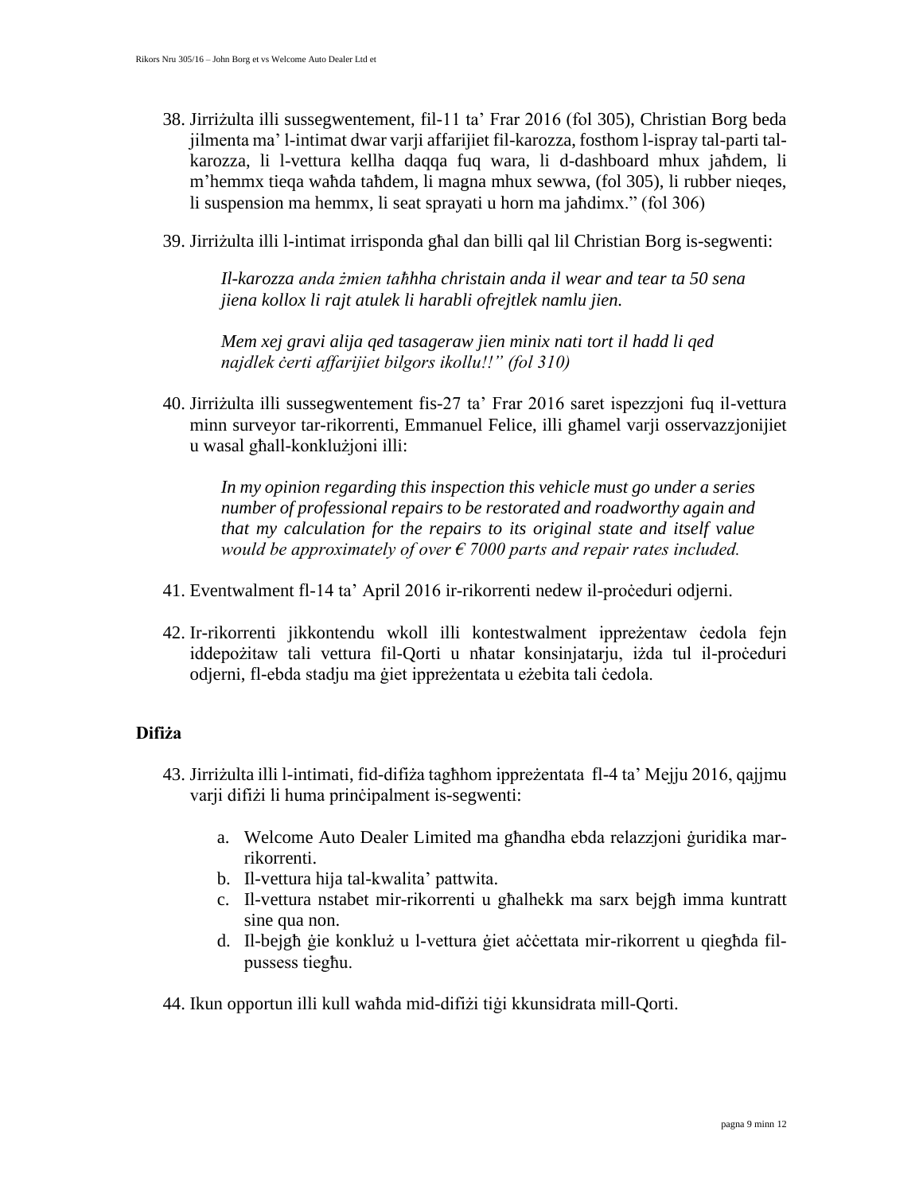38. Jirriżulta illi sussegwentement, fil-11 ta' Frar 2016 (fol 305), Christian Borg beda jilmenta ma' l-intimat dwar varji affarijiet fil-karozza, fosthom l-ispray tal-parti tal-karozza, li l-vettura kellha daqqa fuq wara, li d-dashboard mhux jaħdem, li m'hemmx tieqa waħda taħdem, li magna mhux sewwa, (fol 305), li rubber nieqes, li suspension ma hemmx, li seat sprayati u horn ma jaħdimx." (fol 306)

39. Jirriżulta illi l-intimat irrisponda għal dan billi qal lil Christian Borg is-segwenti:

    *Il-karozza anda żmien taħhha christain anda il wear and tear ta 50 sena jiena kollox li rajt atulek li harabli ofrejtlek namlu jien.*

    *Mem xej gravi alija qed tasageraw jien minix nati tort il hadd li qed najdlek ċerti affarijiet bilgors ikollu!!" (fol 310)*

40. Jirriżulta illi sussegwentement fis-27 ta' Frar 2016 saret ispezzjoni fuq il-vettura minn surveyor tar-rikorrenti, Emmanuel Felice, illi għamel varji osservazzjonijiet u wasal għall-konklużjoni illi:

    *In my opinion regarding this inspection this vehicle must go under a series number of professional repairs to be restorated and roadworthy again and that my calculation for the repairs to its original state and itself value would be approximately of over € 7000 parts and repair rates included.*

41. Eventwalment fl-14 ta' April 2016 ir-rikorrenti nedew il-proċeduri odjerni.

42. Ir-rikorrenti jikkontendu wkoll illi kontestwalment ippreżentaw ċedola fejn iddepożitaw tali vettura fil-Qorti u nħatar konsinjatarju, iżda tul il-proċeduri odjerni, fl-ebda stadju ma ġiet ippreżentata u eżebita tali ċedola.

### Difiża

43. Jirriżulta illi l-intimati, fid-difiża tagħhom ippreżentata fl-4 ta' Mejju 2016, qajjmu varji difiżi li huma prinċipalment is-segwenti:

    a. Welcome Auto Dealer Limited ma għandha ebda relazzjoni ġuridika mar-rikorrenti.
    b. Il-vettura hija tal-kwalita' pattwita.
    c. Il-vettura nstabet mir-rikorrenti u għalhekk ma sarx bejgħ imma kuntratt sine qua non.
    d. Il-bejgħ ġie konkluż u l-vettura ġiet aċċettata mir-rikorrent u qiegħda fil-pussess tiegħu.

44. Ikun opportun illi kull waħda mid-difiżi tiġi kkunsidrata mill-Qorti.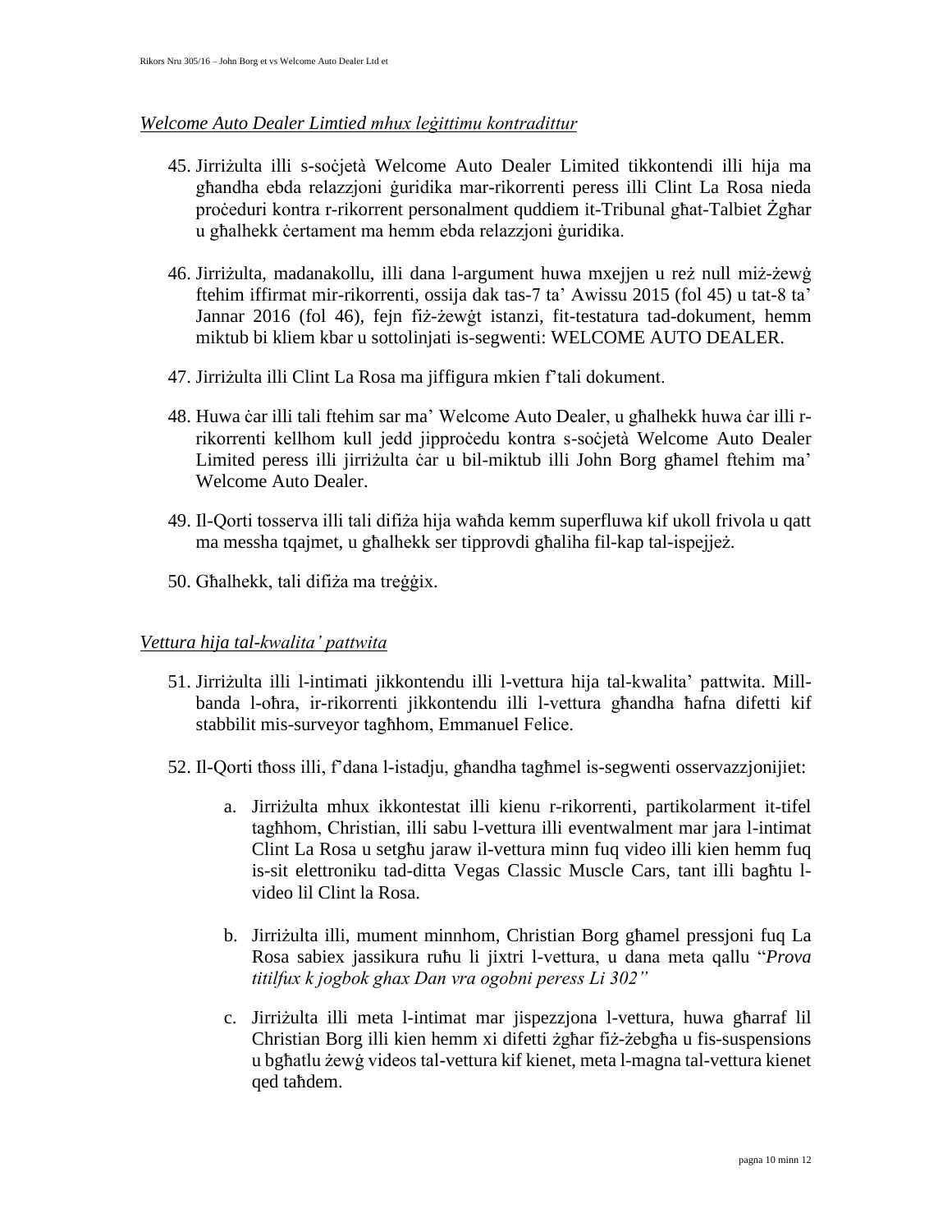*Welcome Auto Dealer Limtied mhux leġittimu kontradittur*

45. Jirriżulta illi s-soċjetà Welcome Auto Dealer Limited tikkontendi illi hija ma għandha ebda relazzjoni ġuridika mar-rikorrenti peress illi Clint La Rosa nieda proċeduri kontra r-rikorrent personalment quddiem it-Tribunal għat-Talbiet Żgħar u għalhekk ċertament ma hemm ebda relazzjoni ġuridika.

46. Jirriżulta, madanakollu, illi dana l-argument huwa mxejjen u reż null miż-żewġ ftehim iffirmat mir-rikorrenti, ossija dak tas-7 ta' Awissu 2015 (fol 45) u tat-8 ta' Jannar 2016 (fol 46), fejn fiż-żewġt istanzi, fit-testatura tad-dokument, hemm miktub bi kliem kbar u sottolinjati is-segwenti: WELCOME AUTO DEALER.

47. Jirriżulta illi Clint La Rosa ma jiffigura mkien f'tali dokument.

48. Huwa ċar illi tali ftehim sar ma' Welcome Auto Dealer, u għalhekk huwa ċar illi r-rikorrenti kellhom kull jedd jipproċedu kontra s-soċjetà Welcome Auto Dealer Limited peress illi jirriżulta ċar u bil-miktub illi John Borg għamel ftehim ma' Welcome Auto Dealer.

49. Il-Qorti tosserva illi tali difiża hija waħda kemm superfluwa kif ukoll frivola u qatt ma messha tqajmet, u għalhekk ser tipprovdi għaliha fil-kap tal-ispejjeż.

50. Għalhekk, tali difiża ma treġġix.

*Vettura hija tal-kwalita' pattwita*

51. Jirriżulta illi l-intimati jikkontendu illi l-vettura hija tal-kwalita' pattwita. Mill-banda l-oħra, ir-rikorrenti jikkontendu illi l-vettura għandha ħafna difetti kif stabbilit mis-surveyor tagħhom, Emmanuel Felice.

52. Il-Qorti tħoss illi, f'dana l-istadju, għandha tagħmel is-segwenti osservazzjonijiet:

    a. Jirriżulta mhux ikkontestat illi kienu r-rikorrenti, partikolarment it-tifel tagħhom, Christian, illi sabu l-vettura illi eventwalment mar jara l-intimat Clint La Rosa u setgħu jaraw il-vettura minn fuq video illi kien hemm fuq is-sit elettroniku tad-ditta Vegas Classic Muscle Cars, tant illi bagħtu l-video lil Clint la Rosa.

    b. Jirriżulta illi, mument minnhom, Christian Borg għamel pressjoni fuq La Rosa sabiex jassikura ruħu li jixtri l-vettura, u dana meta qallu "*Prova titilfux k jogbok ghax Dan vra ogobni peress Li 302"*

    c. Jirriżulta illi meta l-intimat mar jispezzjona l-vettura, huwa għarraf lil Christian Borg illi kien hemm xi difetti żgħar fiż-żebgħa u fis-suspensions u bgħatlu żewġ videos tal-vettura kif kienet, meta l-magna tal-vettura kienet qed taħdem.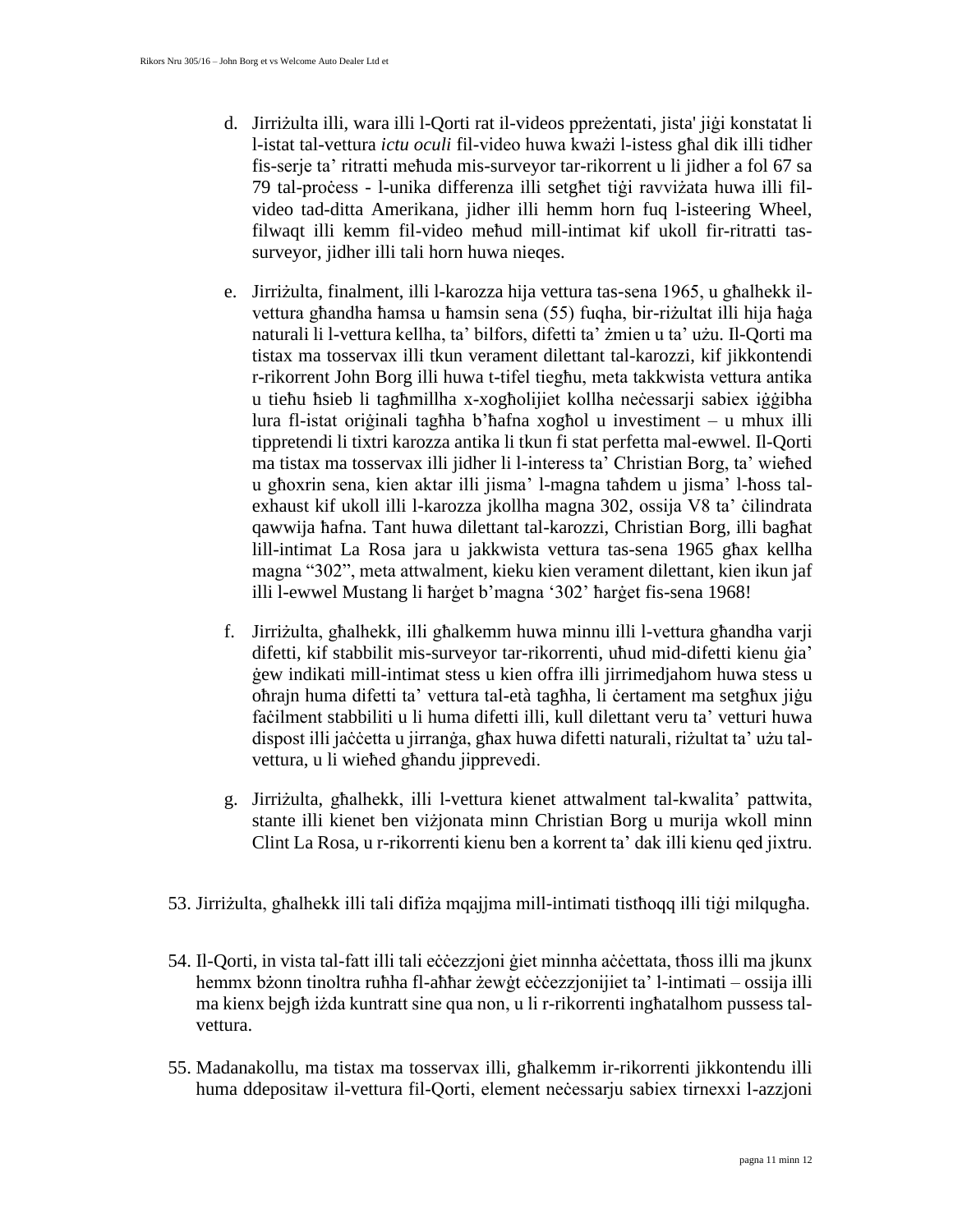d. Jirriżulta illi, wara illi l-Qorti rat il-videos ppreżentati, jista' jiġi konstatat li l-istat tal-vettura *ictu oculi* fil-video huwa kważi l-istess għal dik illi tidher fis-serje ta' ritratti meħuda mis-surveyor tar-rikorrent u li jidher a fol 67 sa 79 tal-proċess - l-unika differenza illi setgħet tiġi ravviżata huwa illi fil-video tad-ditta Amerikana, jidher illi hemm horn fuq l-isteering Wheel, filwaqt illi kemm fil-video meħud mill-intimat kif ukoll fir-ritratti tas-surveyor, jidher illi tali horn huwa nieqes.

e. Jirriżulta, finalment, illi l-karozza hija vettura tas-sena 1965, u għalhekk il-vettura għandha ħamsa u ħamsin sena (55) fuqha, bir-riżultat illi hija ħaġa naturali li l-vettura kellha, ta' bilfors, difetti ta' żmien u ta' użu. Il-Qorti ma tistax ma tosservax illi tkun verament dilettant tal-karozzi, kif jikkontendi r-rikorrent John Borg illi huwa t-tifel tiegħu, meta takkwista vettura antika u tieħu ħsieb li tagħmillha x-xogħolijiet kollha neċessarji sabiex iġġibha lura fl-istat oriġinali tagħha b'ħafna xogħol u investiment – u mhux illi tippretendi li tixtri karozza antika li tkun fi stat perfetta mal-ewwel. Il-Qorti ma tistax ma tosservax illi jidher li l-interess ta' Christian Borg, ta' wieħed u għoxrin sena, kien aktar illi jisma' l-magna taħdem u jisma' l-ħoss tal-exhaust kif ukoll illi l-karozza jkollha magna 302, ossija V8 ta' ċilindrata qawwija ħafna. Tant huwa dilettant tal-karozzi, Christian Borg, illi bagħat lill-intimat La Rosa jara u jakkwista vettura tas-sena 1965 għax kellha magna "302", meta attwalment, kieku kien verament dilettant, kien ikun jaf illi l-ewwel Mustang li ħarġet b'magna '302' ħarġet fis-sena 1968!

f. Jirriżulta, għalhekk, illi għalkemm huwa minnu illi l-vettura għandha varji difetti, kif stabbilit mis-surveyor tar-rikorrenti, uħud mid-difetti kienu ġia' ġew indikati mill-intimat stess u kien offra illi jirrimedjahom huwa stess u oħrajn huma difetti ta' vettura tal-età tagħha, li ċertament ma setgħux jiġu faċilment stabbiliti u li huma difetti illi, kull dilettant veru ta' vetturi huwa dispost illi jaċċetta u jirranġa, għax huwa difetti naturali, riżultat ta' użu tal-vettura, u li wieħed għandu jipprevedi.

g. Jirriżulta, għalhekk, illi l-vettura kienet attwalment tal-kwalita' pattwita, stante illi kienet ben viżjonata minn Christian Borg u murija wkoll minn Clint La Rosa, u r-rikorrenti kienu ben a korrent ta' dak illi kienu qed jixtru.

53. Jirriżulta, għalhekk illi tali difiża mqajjma mill-intimati tistħoqq illi tiġi milqugħa.

54. Il-Qorti, in vista tal-fatt illi tali eċċezzjoni ġiet minnha aċċettata, tħoss illi ma jkunx hemmx bżonn tinoltra ruħha fl-aħħar żewġt eċċezzjonijiet ta' l-intimati – ossija illi ma kienx bejgħ iżda kuntratt sine qua non, u li r-rikorrenti ingħatalhom pussess tal-vettura.

55. Madanakollu, ma tistax ma tosservax illi, għalkemm ir-rikorrenti jikkontendu illi huma ddepositaw il-vettura fil-Qorti, element neċessarju sabiex tirnexxi l-azzjoni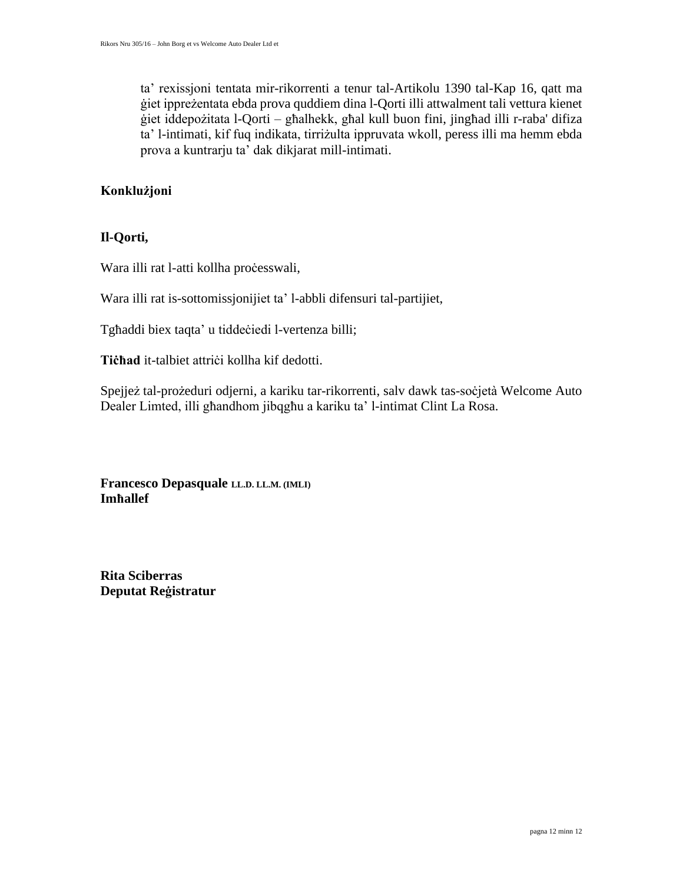ta' rexissjoni tentata mir-rikorrenti a tenur tal-Artikolu 1390 tal-Kap 16, qatt ma ġiet ippreżentata ebda prova quddiem dina l-Qorti illi attwalment tali vettura kienet ġiet iddepożitata l-Qorti – għalhekk, għal kull buon fini, jingħad illi r-raba' difiza ta' l-intimati, kif fuq indikata, tirriżulta ippruvata wkoll, peress illi ma hemm ebda prova a kuntrarju ta' dak dikjarat mill-intimati.

**Konklużjoni**

**Il-Qorti,**

Wara illi rat l-atti kollha proċesswali,

Wara illi rat is-sottomissjonijiet ta' l-abbli difensuri tal-partijiet,

Tgħaddi biex taqta' u tiddeċiedi l-vertenza billi;

**Tiċħad** it-talbiet attriċi kollha kif dedotti.

Spejjeż tal-prożeduri odjerni, a kariku tar-rikorrenti, salv dawk tas-soċjetà Welcome Auto Dealer Limted, illi għandhom jibqgħu a kariku ta' l-intimat Clint La Rosa.

**Francesco Depasquale LL.D. LL.M. (IMLI)**
**Imħallef**

**Rita Sciberras**
**Deputat Reġistratur**